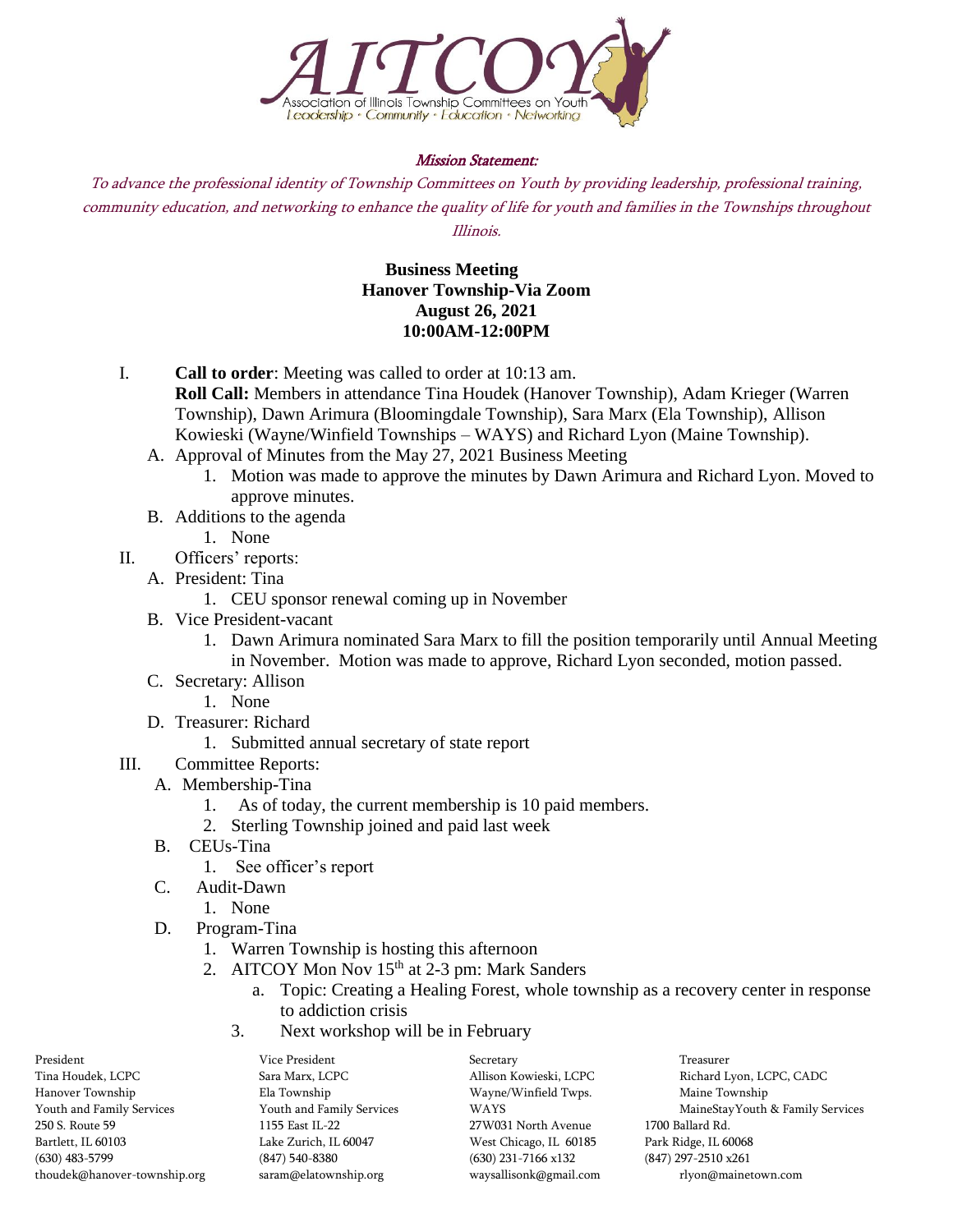# AITCOY
Association of Illinois Township Committees on Youth
Leadership • Community • Education • Networking

*Mission Statement:*

*To advance the professional identity of Township Committees on Youth by providing leadership, professional training, community education, and networking to enhance the quality of life for youth and families in the Townships throughout Illinois.*

**Business Meeting**
**Hanover Township-Via Zoom**
**August 26, 2021**
**10:00AM-12:00PM**

I. **Call to order**: Meeting was called to order at 10:13 am.
   **Roll Call:** Members in attendance Tina Houdek (Hanover Township), Adam Krieger (Warren Township), Dawn Arimura (Bloomingdale Township), Sara Marx (Ela Township), Allison Kowieski (Wayne/Winfield Townships – WAYS) and Richard Lyon (Maine Township).
   A. Approval of Minutes from the May 27, 2021 Business Meeting
      1. Motion was made to approve the minutes by Dawn Arimura and Richard Lyon. Moved to approve minutes.
   B. Additions to the agenda
      1. None

II. Officers' reports:
   A. President: Tina
      1. CEU sponsor renewal coming up in November
   B. Vice President-vacant
      1. Dawn Arimura nominated Sara Marx to fill the position temporarily until Annual Meeting in November. Motion was made to approve, Richard Lyon seconded, motion passed.
   C. Secretary: Allison
      1. None
   D. Treasurer: Richard
      1. Submitted annual secretary of state report

III. Committee Reports:
   A. Membership-Tina
      1. As of today, the current membership is 10 paid members.
      2. Sterling Township joined and paid last week
   B. CEUs-Tina
      1. See officer's report
   C. Audit-Dawn
      1. None
   D. Program-Tina
      1. Warren Township is hosting this afternoon
      2. AITCOY Mon Nov 15th at 2-3 pm: Mark Sanders
         a. Topic: Creating a Healing Forest, whole township as a recovery center in response to addiction crisis
      3. Next workshop will be in February

| President | Vice President | Secretary | Treasurer |
|---|---|---|---|
| Tina Houdek, LCPC | Sara Marx, LCPC | Allison Kowieski, LCPC | Richard Lyon, LCPC, CADC |
| Hanover Township | Ela Township | Wayne/Winfield Twps. | Maine Township |
| Youth and Family Services | Youth and Family Services | WAYS | MaineStayYouth & Family Services |
| 250 S. Route 59 | 1155 East IL-22 | 27W031 North Avenue | 1700 Ballard Rd. |
| Bartlett, IL 60103 | Lake Zurich, IL 60047 | West Chicago, IL 60185 | Park Ridge, IL 60068 |
| (630) 483-5799 | (847) 540-8380 | (630) 231-7166 x132 | (847) 297-2510 x261 |
| thoudek@hanover-township.org | saram@elatownship.org | waysallisonk@gmail.com | rlyon@mainetown.com |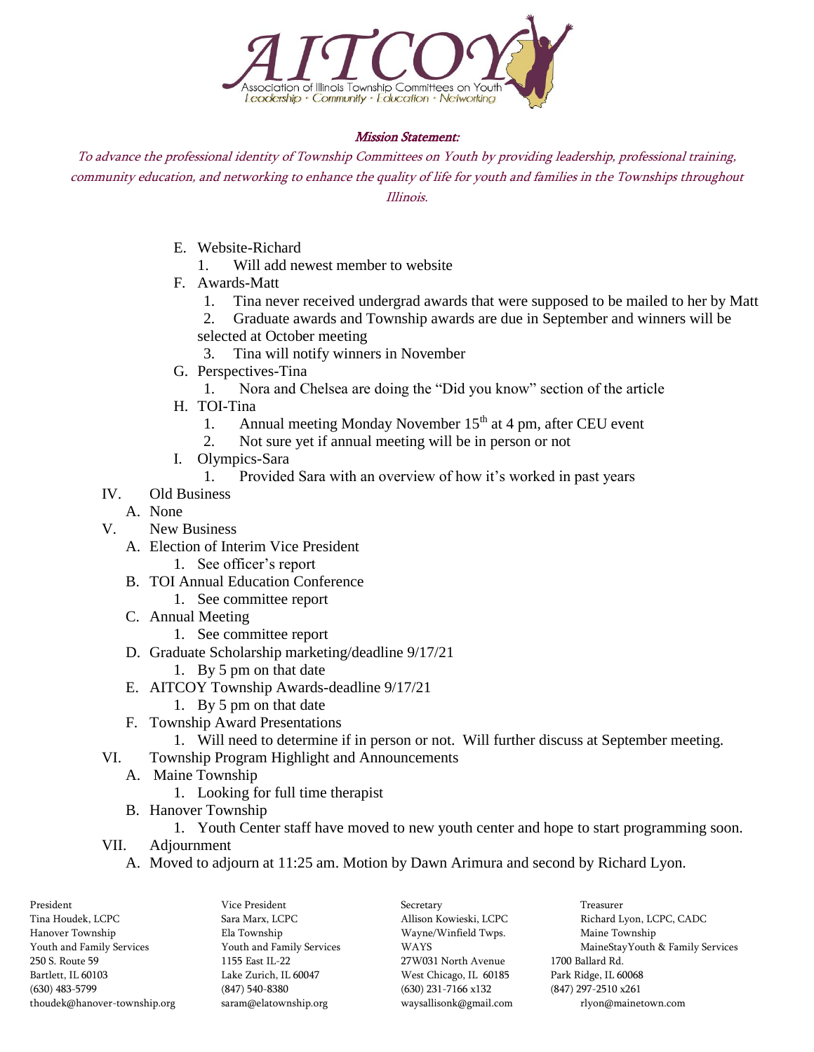AITCOY

Association of Illinois Township Committees on Youth

Leadership • Community • Education • Networking

***Mission Statement:***

*To advance the professional identity of Township Committees on Youth by providing leadership, professional training, community education, and networking to enhance the quality of life for youth and families in the Townships throughout Illinois.*

- E. Website-Richard
  1. Will add newest member to website
- F. Awards-Matt
  1. Tina never received undergrad awards that were supposed to be mailed to her by Matt
  2. Graduate awards and Township awards are due in September and winners will be selected at October meeting
  3. Tina will notify winners in November
- G. Perspectives-Tina
  1. Nora and Chelsea are doing the "Did you know" section of the article
- H. TOI-Tina
  1. Annual meeting Monday November 15th at 4 pm, after CEU event
  2. Not sure yet if annual meeting will be in person or not
- I. Olympics-Sara
  1. Provided Sara with an overview of how it's worked in past years

IV. Old Business
- A. None

V. New Business
- A. Election of Interim Vice President
  1. See officer's report
- B. TOI Annual Education Conference
  1. See committee report
- C. Annual Meeting
  1. See committee report
- D. Graduate Scholarship marketing/deadline 9/17/21
  1. By 5 pm on that date
- E. AITCOY Township Awards-deadline 9/17/21
  1. By 5 pm on that date
- F. Township Award Presentations
  1. Will need to determine if in person or not. Will further discuss at September meeting.

VI. Township Program Highlight and Announcements
- A. Maine Township
  1. Looking for full time therapist
- B. Hanover Township
  1. Youth Center staff have moved to new youth center and hope to start programming soon.

VII. Adjournment
- A. Moved to adjourn at 11:25 am. Motion by Dawn Arimura and second by Richard Lyon.

| President | Vice President | Secretary | Treasurer |
|---|---|---|---|
| Tina Houdek, LCPC | Sara Marx, LCPC | Allison Kowieski, LCPC | Richard Lyon, LCPC, CADC |
| Hanover Township | Ela Township | Wayne/Winfield Twps. | Maine Township |
| Youth and Family Services | Youth and Family Services | WAYS | MaineStayYouth & Family Services |
| 250 S. Route 59 | 1155 East IL-22 | 27W031 North Avenue | 1700 Ballard Rd. |
| Bartlett, IL 60103 | Lake Zurich, IL 60047 | West Chicago, IL 60185 | Park Ridge, IL 60068 |
| (630) 483-5799 | (847) 540-8380 | (630) 231-7166 x132 | (847) 297-2510 x261 |
| thoudek@hanover-township.org | saram@elatownship.org | waysallisonk@gmail.com | rlyon@mainetown.com |